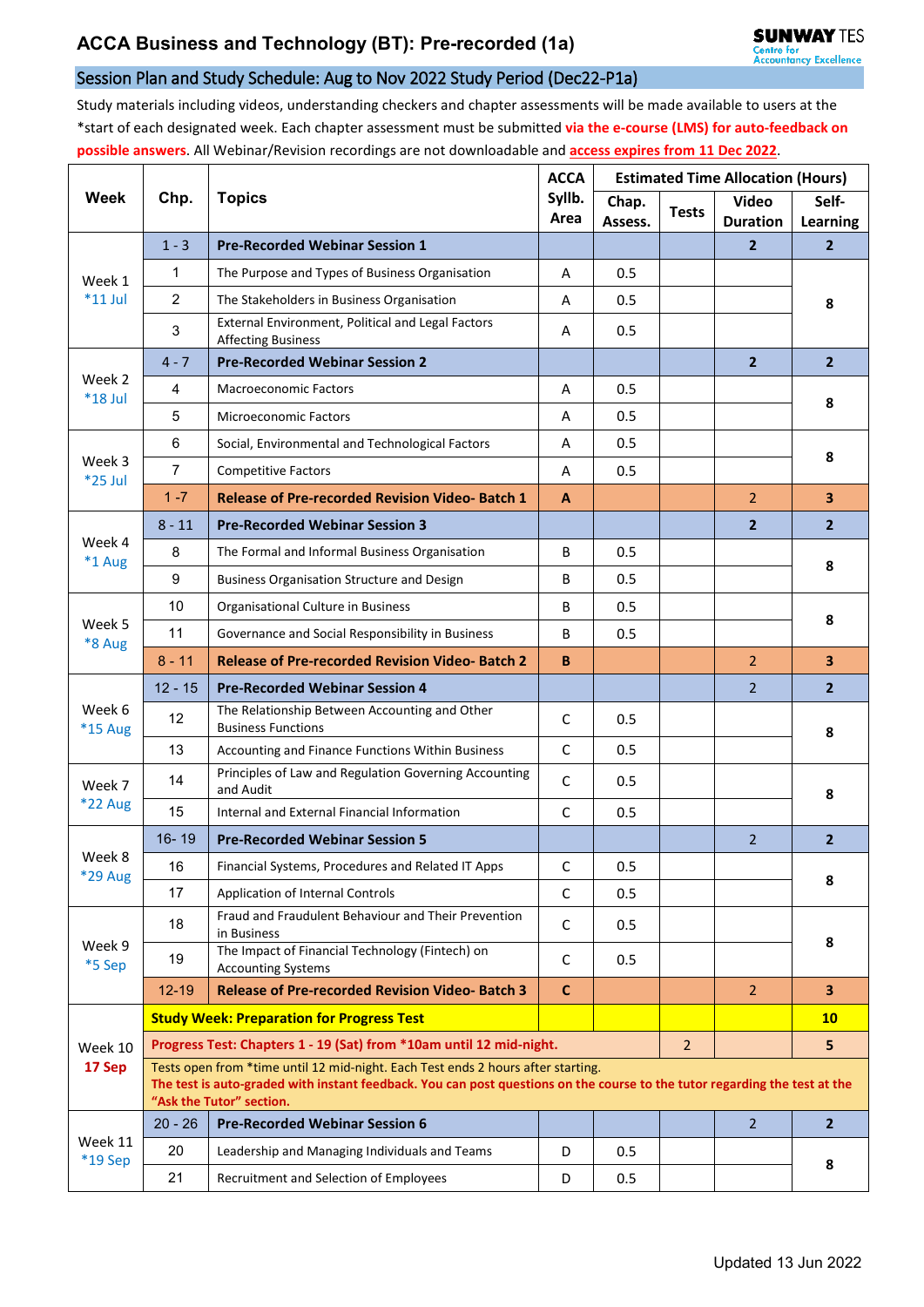# ACCA Business and Technology (BT): Pre-recorded (1a)

SUNWAY TES Centre for Accountancy Excellence

## Session Plan and Study Schedule: Aug to Nov 2022 Study Period (Dec22-P1a)

Study materials including videos, understanding checkers and chapter assessments will be made available to users at the *start of each designated week. Each chapter assessment must be submitted **via the e-course (LMS) for auto-feedback on possible answers**. All Webinar/Revision recordings are not downloadable and **access expires from 11 Dec 2022**.

| Week | Chp. | Topics | ACCA Syllb. Area | Estimated Time Allocation (Hours) | | | |
|---|---|---|---|---|---|---|---|
| | | | | Chap. Assess. | Tests | Video Duration | Self-Learning |
| Week 1 *11 Jul | 1 - 3 | **Pre-Recorded Webinar Session 1** | | | | 2 | 2 |
| | 1 | The Purpose and Types of Business Organisation | A | 0.5 | | | 8 |
| | 2 | The Stakeholders in Business Organisation | A | 0.5 | | | |
| | 3 | External Environment, Political and Legal Factors Affecting Business | A | 0.5 | | | |
| Week 2 *18 Jul | 4 - 7 | **Pre-Recorded Webinar Session 2** | | | | 2 | 2 |
| | 4 | Macroeconomic Factors | A | 0.5 | | | 8 |
| | 5 | Microeconomic Factors | A | 0.5 | | | |
| Week 3 *25 Jul | 6 | Social, Environmental and Technological Factors | A | 0.5 | | | 8 |
| | 7 | Competitive Factors | A | 0.5 | | | |
| | 1 -7 | **Release of Pre-recorded Revision Video- Batch 1** | **A** | | | 2 | 3 |
| Week 4 *1 Aug | 8 - 11 | **Pre-Recorded Webinar Session 3** | | | | 2 | 2 |
| | 8 | The Formal and Informal Business Organisation | B | 0.5 | | | 8 |
| | 9 | Business Organisation Structure and Design | B | 0.5 | | | |
| Week 5 *8 Aug | 10 | Organisational Culture in Business | B | 0.5 | | | 8 |
| | 11 | Governance and Social Responsibility in Business | B | 0.5 | | | |
| | 8 - 11 | **Release of Pre-recorded Revision Video- Batch 2** | **B** | | | 2 | 3 |
| Week 6 *15 Aug | 12 - 15 | **Pre-Recorded Webinar Session 4** | | | | 2 | 2 |
| | 12 | The Relationship Between Accounting and Other Business Functions | C | 0.5 | | | 8 |
| | 13 | Accounting and Finance Functions Within Business | C | 0.5 | | | |
| Week 7 *22 Aug | 14 | Principles of Law and Regulation Governing Accounting and Audit | C | 0.5 | | | 8 |
| | 15 | Internal and External Financial Information | C | 0.5 | | | |
| Week 8 *29 Aug | 16- 19 | **Pre-Recorded Webinar Session 5** | | | | 2 | 2 |
| | 16 | Financial Systems, Procedures and Related IT Apps | C | 0.5 | | | 8 |
| | 17 | Application of Internal Controls | C | 0.5 | | | |
| Week 9 *5 Sep | 18 | Fraud and Fraudulent Behaviour and Their Prevention in Business | C | 0.5 | | | 8 |
| | 19 | The Impact of Financial Technology (Fintech) on Accounting Systems | C | 0.5 | | | |
| | 12-19 | **Release of Pre-recorded Revision Video- Batch 3** | **C** | | | 2 | 3 |
| Week 10 **17 Sep** | **Study Week: Preparation for Progress Test** | | | | | | 10 |
| | **Progress Test: Chapters 1 - 19 (Sat) from *10am until 12 mid-night.** | | | | 2 | | 5 |
| | Tests open from *time until 12 mid-night. Each Test ends 2 hours after starting. **The test is auto-graded with instant feedback. You can post questions on the course to the tutor regarding the test at the "Ask the Tutor" section.** | | | | | | |
| Week 11 *19 Sep | 20 - 26 | **Pre-Recorded Webinar Session 6** | | | | 2 | 2 |
| | 20 | Leadership and Managing Individuals and Teams | D | 0.5 | | | 8 |
| | 21 | Recruitment and Selection of Employees | D | 0.5 | | | |

Updated 13 Jun 2022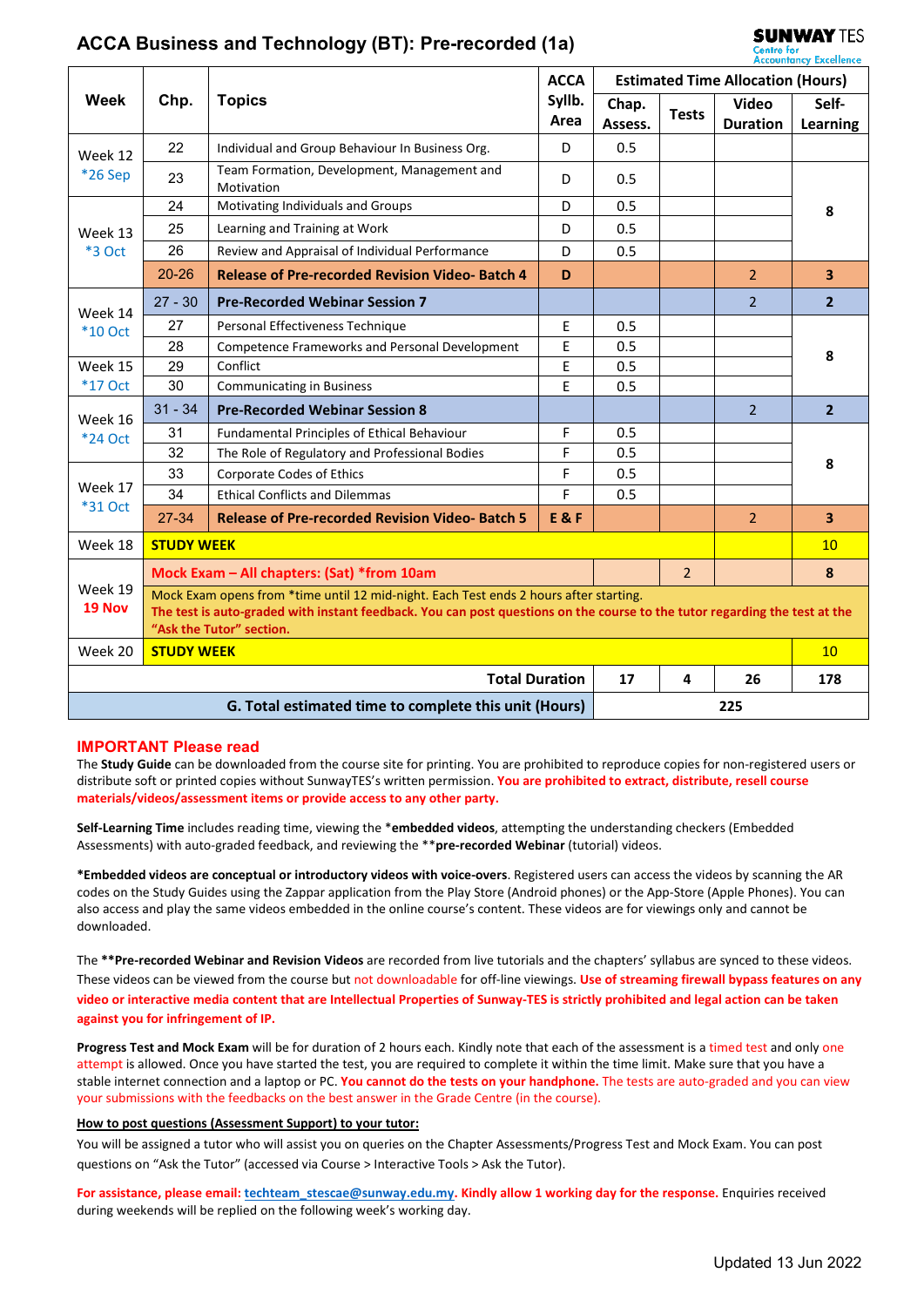# ACCA Business and Technology (BT): Pre-recorded (1a)

| Week | Chp. | Topics | ACCA Syllb. Area | Estimated Time Allocation (Hours) | | | |
|---|---|---|---|---|---|---|---|
| | | | | Chap. Assess. | Tests | Video Duration | Self-Learning |
| Week 12 *26 Sep | 22 | Individual and Group Behaviour In Business Org. | D | 0.5 | | | |
| | 23 | Team Formation, Development, Management and Motivation | D | 0.5 | | | 8 |
| Week 13 *3 Oct | 24 | Motivating Individuals and Groups | D | 0.5 | | | |
| | 25 | Learning and Training at Work | D | 0.5 | | | |
| | 26 | Review and Appraisal of Individual Performance | D | 0.5 | | | |
| | 20-26 | **Release of Pre-recorded Revision Video- Batch 4** | **D** | | | 2 | **3** |
| Week 14 *10 Oct | 27 - 30 | **Pre-Recorded Webinar Session 7** | | | | 2 | **2** |
| | 27 | Personal Effectiveness Technique | E | 0.5 | | | 8 |
| | 28 | Competence Frameworks and Personal Development | E | 0.5 | | | |
| Week 15 *17 Oct | 29 | Conflict | E | 0.5 | | | |
| | 30 | Communicating in Business | E | 0.5 | | | |
| Week 16 *24 Oct | 31 - 34 | **Pre-Recorded Webinar Session 8** | | | | 2 | **2** |
| | 31 | Fundamental Principles of Ethical Behaviour | F | 0.5 | | | 8 |
| | 32 | The Role of Regulatory and Professional Bodies | F | 0.5 | | | |
| Week 17 *31 Oct | 33 | Corporate Codes of Ethics | F | 0.5 | | | |
| | 34 | Ethical Conflicts and Dilemmas | F | 0.5 | | | |
| | 27-34 | **Release of Pre-recorded Revision Video- Batch 5** | **E & F** | | | 2 | **3** |
| Week 18 | **STUDY WEEK** | | | | | | 10 |
| Week 19 **19 Nov** | **Mock Exam – All chapters: (Sat) *from 10am** | | | | 2 | | **8** |
| | Mock Exam opens from *time until 12 mid-night. Each Test ends 2 hours after starting. **The test is auto-graded with instant feedback. You can post questions on the course to the tutor regarding the test at the "Ask the Tutor" section.** | | | | | | |
| Week 20 | **STUDY WEEK** | | | | | | 10 |
| | | | **Total Duration** | **17** | **4** | **26** | **178** |
| | | | **G. Total estimated time to complete this unit (Hours)** | **225** | | | |

## IMPORTANT Please read

The **Study Guide** can be downloaded from the course site for printing. You are prohibited to reproduce copies for non-registered users or distribute soft or printed copies without SunwayTES's written permission. **You are prohibited to extract, distribute, resell course materials/videos/assessment items or provide access to any other party.**

**Self-Learning Time** includes reading time, viewing the ***embedded videos**, attempting the understanding checkers (Embedded Assessments) with auto-graded feedback, and reviewing the ****pre-recorded Webinar** (tutorial) videos.

***Embedded videos are conceptual or introductory videos with voice-overs**. Registered users can access the videos by scanning the AR codes on the Study Guides using the Zappar application from the Play Store (Android phones) or the App-Store (Apple Phones). You can also access and play the same videos embedded in the online course's content. These videos are for viewings only and cannot be downloaded.

The ****Pre-recorded Webinar and Revision Videos** are recorded from live tutorials and the chapters' syllabus are synced to these videos. These videos can be viewed from the course but not downloadable for off-line viewings. **Use of streaming firewall bypass features on any video or interactive media content that are Intellectual Properties of Sunway-TES is strictly prohibited and legal action can be taken against you for infringement of IP.**

**Progress Test and Mock Exam** will be for duration of 2 hours each. Kindly note that each of the assessment is a timed test and only one attempt is allowed. Once you have started the test, you are required to complete it within the time limit. Make sure that you have a stable internet connection and a laptop or PC. **You cannot do the tests on your handphone.** The tests are auto-graded and you can view your submissions with the feedbacks on the best answer in the Grade Centre (in the course).

**How to post questions (Assessment Support) to your tutor:**

You will be assigned a tutor who will assist you on queries on the Chapter Assessments/Progress Test and Mock Exam. You can post questions on "Ask the Tutor" (accessed via Course > Interactive Tools > Ask the Tutor).

**For assistance, please email: techteam_stescae@sunway.edu.my. Kindly allow 1 working day for the response.** Enquiries received during weekends will be replied on the following week's working day.

Updated 13 Jun 2022